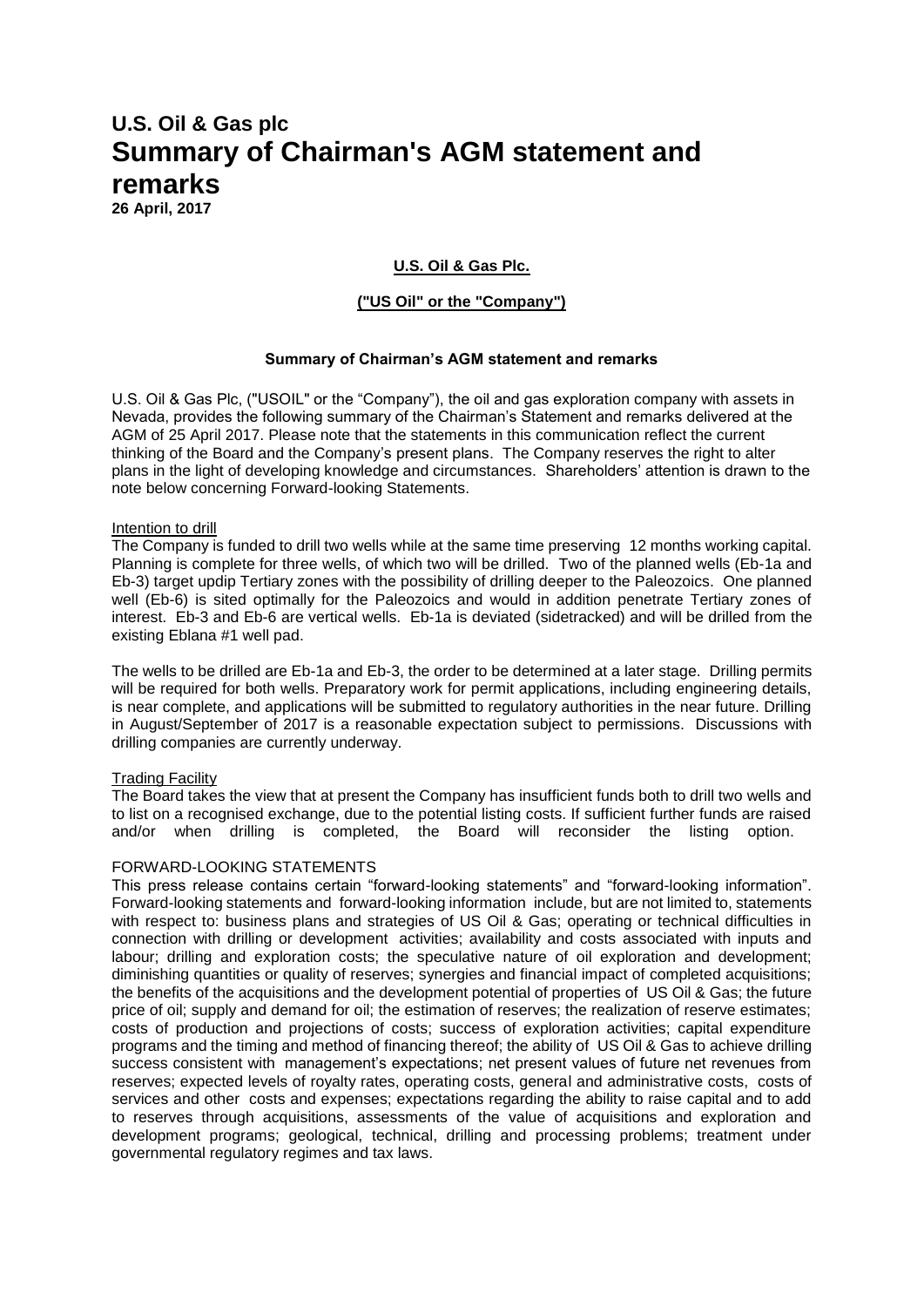# U.S. Oil & Gas plc
# Summary of Chairman's AGM statement and remarks

**26 April, 2017**

**U.S. Oil & Gas Plc.**

**("US Oil" or the "Company")**

**Summary of Chairman's AGM statement and remarks**

U.S. Oil & Gas Plc, ("USOIL" or the "Company"), the oil and gas exploration company with assets in Nevada, provides the following summary of the Chairman's Statement and remarks delivered at the AGM of 25 April 2017. Please note that the statements in this communication reflect the current thinking of the Board and the Company's present plans. The Company reserves the right to alter plans in the light of developing knowledge and circumstances. Shareholders' attention is drawn to the note below concerning Forward-looking Statements.

Intention to drill

The Company is funded to drill two wells while at the same time preserving 12 months working capital. Planning is complete for three wells, of which two will be drilled. Two of the planned wells (Eb-1a and Eb-3) target updip Tertiary zones with the possibility of drilling deeper to the Paleozoics. One planned well (Eb-6) is sited optimally for the Paleozoics and would in addition penetrate Tertiary zones of interest. Eb-3 and Eb-6 are vertical wells. Eb-1a is deviated (sidetracked) and will be drilled from the existing Eblana #1 well pad.

The wells to be drilled are Eb-1a and Eb-3, the order to be determined at a later stage. Drilling permits will be required for both wells. Preparatory work for permit applications, including engineering details, is near complete, and applications will be submitted to regulatory authorities in the near future. Drilling in August/September of 2017 is a reasonable expectation subject to permissions. Discussions with drilling companies are currently underway.

Trading Facility

The Board takes the view that at present the Company has insufficient funds both to drill two wells and to list on a recognised exchange, due to the potential listing costs. If sufficient further funds are raised and/or when drilling is completed, the Board will reconsider the listing option.

FORWARD-LOOKING STATEMENTS

This press release contains certain "forward-looking statements" and "forward-looking information". Forward-looking statements and forward-looking information include, but are not limited to, statements with respect to: business plans and strategies of US Oil & Gas; operating or technical difficulties in connection with drilling or development activities; availability and costs associated with inputs and labour; drilling and exploration costs; the speculative nature of oil exploration and development; diminishing quantities or quality of reserves; synergies and financial impact of completed acquisitions; the benefits of the acquisitions and the development potential of properties of US Oil & Gas; the future price of oil; supply and demand for oil; the estimation of reserves; the realization of reserve estimates; costs of production and projections of costs; success of exploration activities; capital expenditure programs and the timing and method of financing thereof; the ability of US Oil & Gas to achieve drilling success consistent with management's expectations; net present values of future net revenues from reserves; expected levels of royalty rates, operating costs, general and administrative costs, costs of services and other costs and expenses; expectations regarding the ability to raise capital and to add to reserves through acquisitions, assessments of the value of acquisitions and exploration and development programs; geological, technical, drilling and processing problems; treatment under governmental regulatory regimes and tax laws.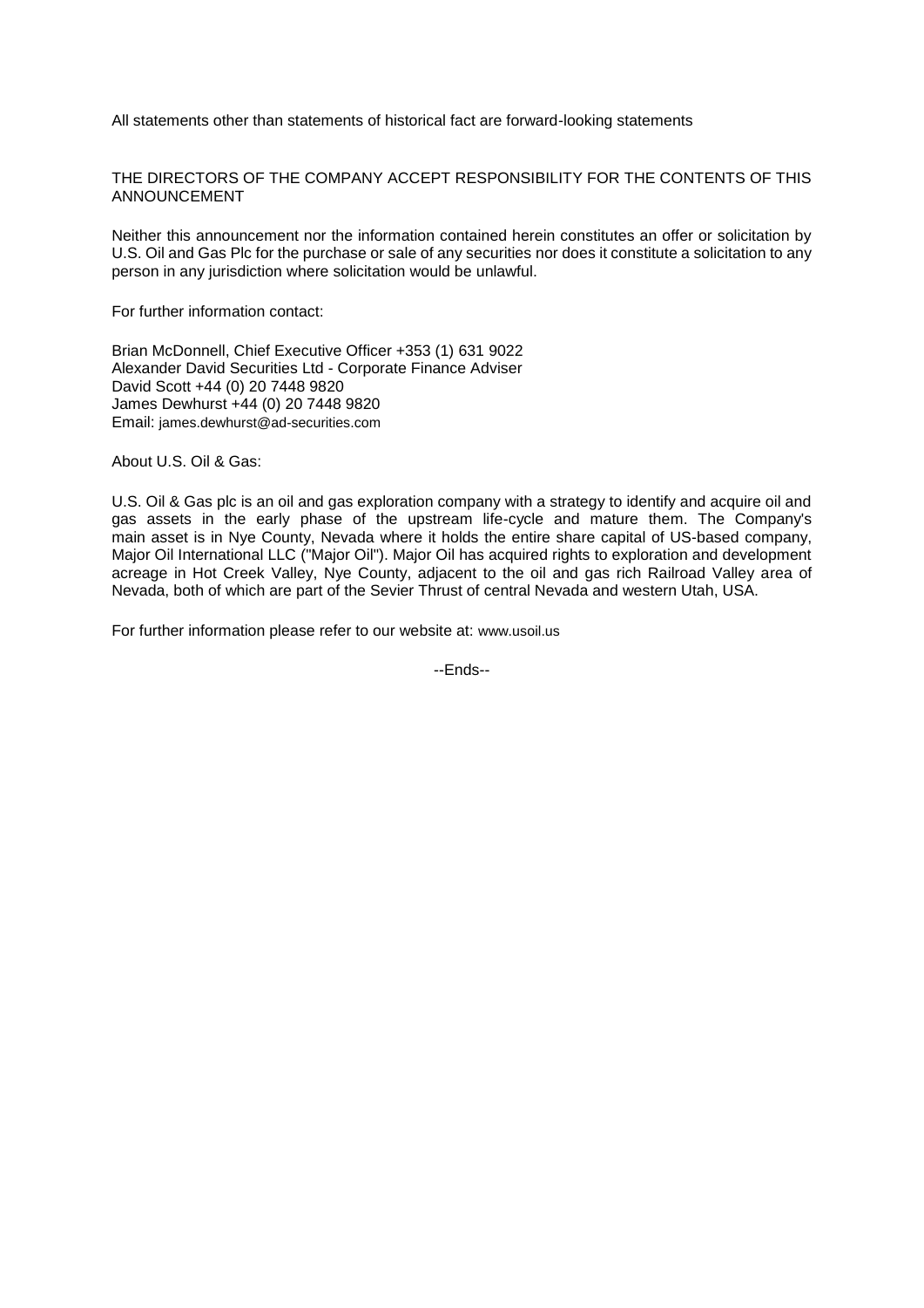All statements other than statements of historical fact are forward-looking statements

THE DIRECTORS OF THE COMPANY ACCEPT RESPONSIBILITY FOR THE CONTENTS OF THIS ANNOUNCEMENT

Neither this announcement nor the information contained herein constitutes an offer or solicitation by U.S. Oil and Gas Plc for the purchase or sale of any securities nor does it constitute a solicitation to any person in any jurisdiction where solicitation would be unlawful.

For further information contact:

Brian McDonnell, Chief Executive Officer +353 (1) 631 9022
Alexander David Securities Ltd - Corporate Finance Adviser
David Scott +44 (0) 20 7448 9820
James Dewhurst +44 (0) 20 7448 9820
Email: james.dewhurst@ad-securities.com

About U.S. Oil & Gas:

U.S. Oil & Gas plc is an oil and gas exploration company with a strategy to identify and acquire oil and gas assets in the early phase of the upstream life-cycle and mature them. The Company's main asset is in Nye County, Nevada where it holds the entire share capital of US-based company, Major Oil International LLC ("Major Oil"). Major Oil has acquired rights to exploration and development acreage in Hot Creek Valley, Nye County, adjacent to the oil and gas rich Railroad Valley area of Nevada, both of which are part of the Sevier Thrust of central Nevada and western Utah, USA.

For further information please refer to our website at: www.usoil.us

--Ends--